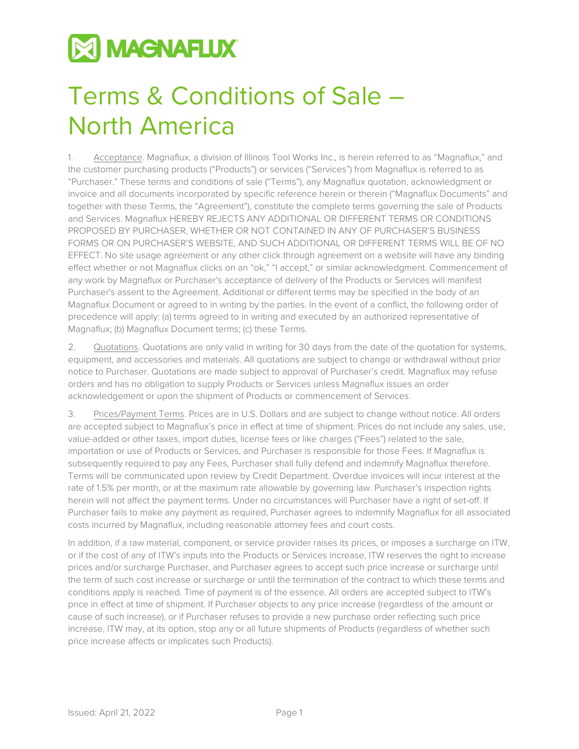MAGNAFLUX

# Terms & Conditions of Sale – North America

1. Acceptance. Magnaflux, a division of Illinois Tool Works Inc., is herein referred to as "Magnaflux," and the customer purchasing products ("Products") or services ("Services") from Magnaflux is referred to as "Purchaser." These terms and conditions of sale ("Terms"), any Magnaflux quotation, acknowledgment or invoice and all documents incorporated by specific reference herein or therein ("Magnaflux Documents" and together with these Terms, the "Agreement"), constitute the complete terms governing the sale of Products and Services. Magnaflux HEREBY REJECTS ANY ADDITIONAL OR DIFFERENT TERMS OR CONDITIONS PROPOSED BY PURCHASER, WHETHER OR NOT CONTAINED IN ANY OF PURCHASER'S BUSINESS FORMS OR ON PURCHASER'S WEBSITE, AND SUCH ADDITIONAL OR DIFFERENT TERMS WILL BE OF NO EFFECT. No site usage agreement or any other click through agreement on a website will have any binding effect whether or not Magnaflux clicks on an "ok," "I accept," or similar acknowledgment. Commencement of any work by Magnaflux or Purchaser's acceptance of delivery of the Products or Services will manifest Purchaser's assent to the Agreement. Additional or different terms may be specified in the body of an Magnaflux Document or agreed to in writing by the parties. In the event of a conflict, the following order of precedence will apply: (a) terms agreed to in writing and executed by an authorized representative of Magnaflux; (b) Magnaflux Document terms; (c) these Terms.

2. Quotations. Quotations are only valid in writing for 30 days from the date of the quotation for systems, equipment, and accessories and materials. All quotations are subject to change or withdrawal without prior notice to Purchaser. Quotations are made subject to approval of Purchaser's credit. Magnaflux may refuse orders and has no obligation to supply Products or Services unless Magnaflux issues an order acknowledgement or upon the shipment of Products or commencement of Services.

3. Prices/Payment Terms. Prices are in U.S. Dollars and are subject to change without notice. All orders are accepted subject to Magnaflux's price in effect at time of shipment. Prices do not include any sales, use, value-added or other taxes, import duties, license fees or like charges ("Fees") related to the sale, importation or use of Products or Services, and Purchaser is responsible for those Fees. If Magnaflux is subsequently required to pay any Fees, Purchaser shall fully defend and indemnify Magnaflux therefore. Terms will be communicated upon review by Credit Department. Overdue invoices will incur interest at the rate of 1.5% per month, or at the maximum rate allowable by governing law. Purchaser's inspection rights herein will not affect the payment terms. Under no circumstances will Purchaser have a right of set-off. If Purchaser fails to make any payment as required, Purchaser agrees to indemnify Magnaflux for all associated costs incurred by Magnaflux, including reasonable attorney fees and court costs.

In addition, if a raw material, component, or service provider raises its prices, or imposes a surcharge on ITW, or if the cost of any of ITW's inputs into the Products or Services increase, ITW reserves the right to increase prices and/or surcharge Purchaser, and Purchaser agrees to accept such price increase or surcharge until the term of such cost increase or surcharge or until the termination of the contract to which these terms and conditions apply is reached. Time of payment is of the essence. All orders are accepted subject to ITW's price in effect at time of shipment. If Purchaser objects to any price increase (regardless of the amount or cause of such increase), or if Purchaser refuses to provide a new purchase order reflecting such price increase, ITW may, at its option, stop any or all future shipments of Products (regardless of whether such price increase affects or implicates such Products).

Issued: April 21, 2022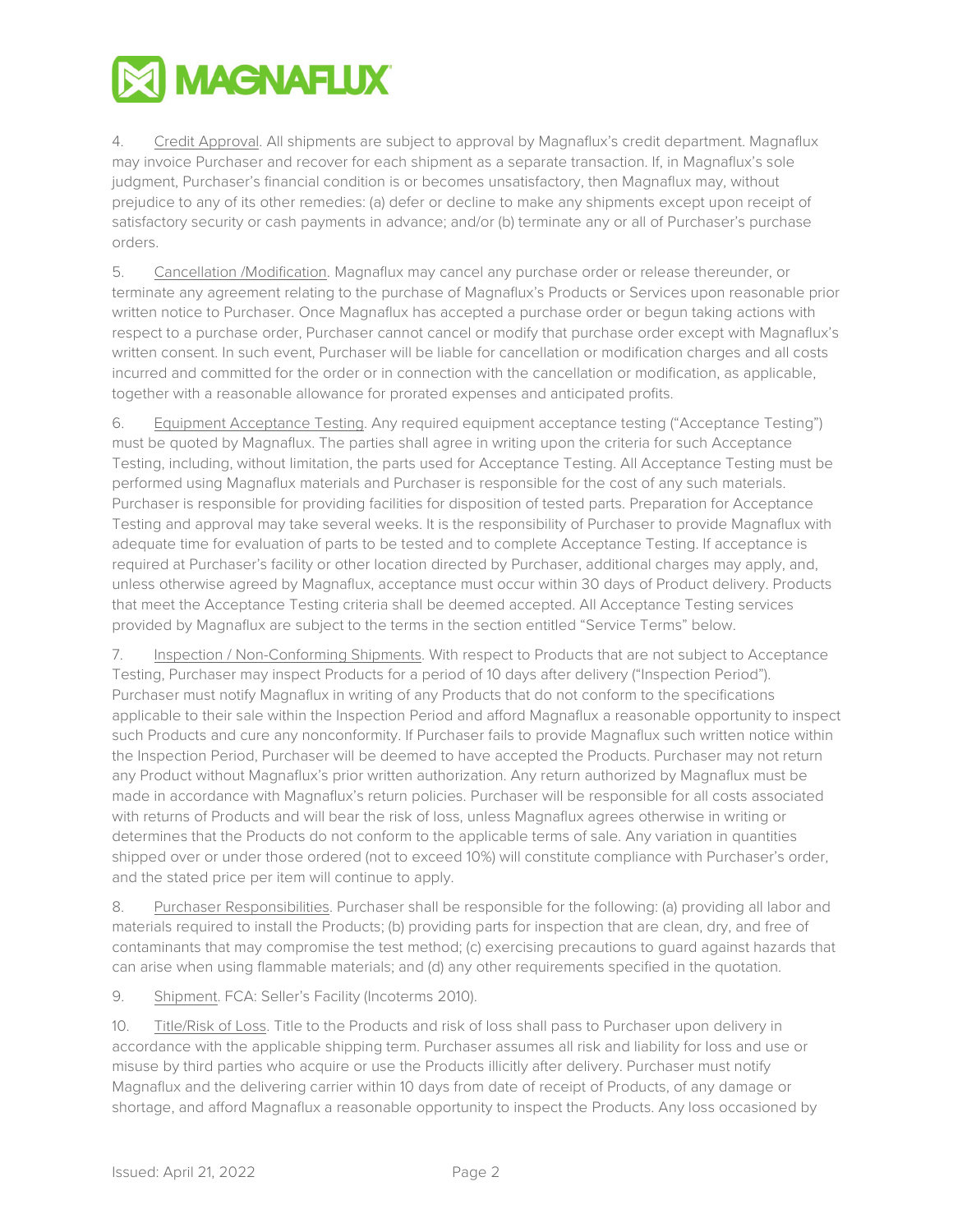4. <u>Credit Approval</u>. All shipments are subject to approval by Magnaflux's credit department. Magnaflux may invoice Purchaser and recover for each shipment as a separate transaction. If, in Magnaflux's sole judgment, Purchaser's financial condition is or becomes unsatisfactory, then Magnaflux may, without prejudice to any of its other remedies: (a) defer or decline to make any shipments except upon receipt of satisfactory security or cash payments in advance; and/or (b) terminate any or all of Purchaser's purchase orders.

5. <u>Cancellation /Modification</u>. Magnaflux may cancel any purchase order or release thereunder, or terminate any agreement relating to the purchase of Magnaflux's Products or Services upon reasonable prior written notice to Purchaser. Once Magnaflux has accepted a purchase order or begun taking actions with respect to a purchase order, Purchaser cannot cancel or modify that purchase order except with Magnaflux's written consent. In such event, Purchaser will be liable for cancellation or modification charges and all costs incurred and committed for the order or in connection with the cancellation or modification, as applicable, together with a reasonable allowance for prorated expenses and anticipated profits.

6. <u>Equipment Acceptance Testing</u>. Any required equipment acceptance testing ("Acceptance Testing") must be quoted by Magnaflux. The parties shall agree in writing upon the criteria for such Acceptance Testing, including, without limitation, the parts used for Acceptance Testing. All Acceptance Testing must be performed using Magnaflux materials and Purchaser is responsible for the cost of any such materials. Purchaser is responsible for providing facilities for disposition of tested parts. Preparation for Acceptance Testing and approval may take several weeks. It is the responsibility of Purchaser to provide Magnaflux with adequate time for evaluation of parts to be tested and to complete Acceptance Testing. If acceptance is required at Purchaser's facility or other location directed by Purchaser, additional charges may apply, and, unless otherwise agreed by Magnaflux, acceptance must occur within 30 days of Product delivery. Products that meet the Acceptance Testing criteria shall be deemed accepted. All Acceptance Testing services provided by Magnaflux are subject to the terms in the section entitled "Service Terms" below.

7. <u>Inspection / Non-Conforming Shipments</u>. With respect to Products that are not subject to Acceptance Testing, Purchaser may inspect Products for a period of 10 days after delivery ("Inspection Period"). Purchaser must notify Magnaflux in writing of any Products that do not conform to the specifications applicable to their sale within the Inspection Period and afford Magnaflux a reasonable opportunity to inspect such Products and cure any nonconformity. If Purchaser fails to provide Magnaflux such written notice within the Inspection Period, Purchaser will be deemed to have accepted the Products. Purchaser may not return any Product without Magnaflux's prior written authorization. Any return authorized by Magnaflux must be made in accordance with Magnaflux's return policies. Purchaser will be responsible for all costs associated with returns of Products and will bear the risk of loss, unless Magnaflux agrees otherwise in writing or determines that the Products do not conform to the applicable terms of sale. Any variation in quantities shipped over or under those ordered (not to exceed 10%) will constitute compliance with Purchaser's order, and the stated price per item will continue to apply.

8. <u>Purchaser Responsibilities</u>. Purchaser shall be responsible for the following: (a) providing all labor and materials required to install the Products; (b) providing parts for inspection that are clean, dry, and free of contaminants that may compromise the test method; (c) exercising precautions to guard against hazards that can arise when using flammable materials; and (d) any other requirements specified in the quotation.

9. <u>Shipment</u>. FCA: Seller's Facility (Incoterms 2010).

10. <u>Title/Risk of Loss</u>. Title to the Products and risk of loss shall pass to Purchaser upon delivery in accordance with the applicable shipping term. Purchaser assumes all risk and liability for loss and use or misuse by third parties who acquire or use the Products illicitly after delivery. Purchaser must notify Magnaflux and the delivering carrier within 10 days from date of receipt of Products, of any damage or shortage, and afford Magnaflux a reasonable opportunity to inspect the Products. Any loss occasioned by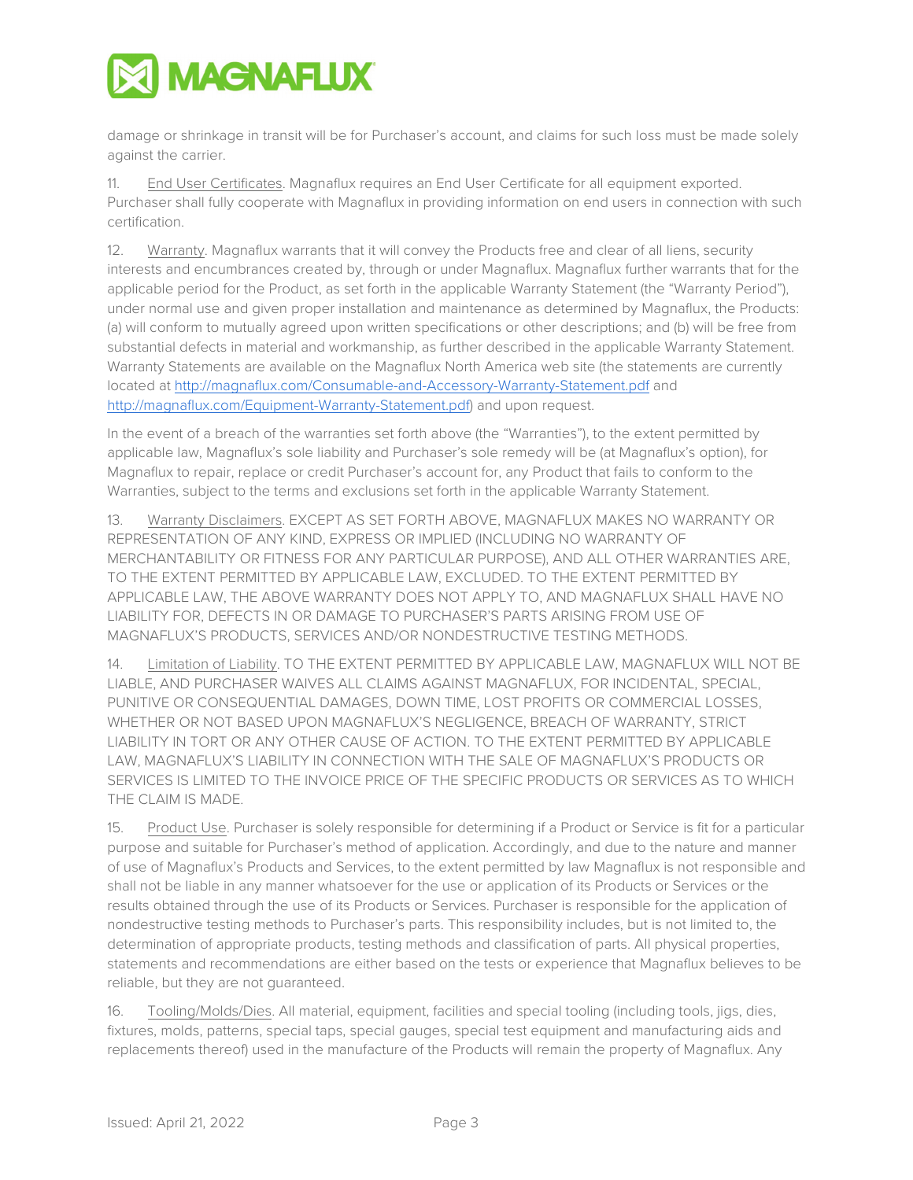damage or shrinkage in transit will be for Purchaser's account, and claims for such loss must be made solely against the carrier.

11. End User Certificates. Magnaflux requires an End User Certificate for all equipment exported. Purchaser shall fully cooperate with Magnaflux in providing information on end users in connection with such certification.

12. Warranty. Magnaflux warrants that it will convey the Products free and clear of all liens, security interests and encumbrances created by, through or under Magnaflux. Magnaflux further warrants that for the applicable period for the Product, as set forth in the applicable Warranty Statement (the "Warranty Period"), under normal use and given proper installation and maintenance as determined by Magnaflux, the Products: (a) will conform to mutually agreed upon written specifications or other descriptions; and (b) will be free from substantial defects in material and workmanship, as further described in the applicable Warranty Statement. Warranty Statements are available on the Magnaflux North America web site (the statements are currently located at http://magnaflux.com/Consumable-and-Accessory-Warranty-Statement.pdf and http://magnaflux.com/Equipment-Warranty-Statement.pdf) and upon request.

In the event of a breach of the warranties set forth above (the "Warranties"), to the extent permitted by applicable law, Magnaflux's sole liability and Purchaser's sole remedy will be (at Magnaflux's option), for Magnaflux to repair, replace or credit Purchaser's account for, any Product that fails to conform to the Warranties, subject to the terms and exclusions set forth in the applicable Warranty Statement.

13. Warranty Disclaimers. EXCEPT AS SET FORTH ABOVE, MAGNAFLUX MAKES NO WARRANTY OR REPRESENTATION OF ANY KIND, EXPRESS OR IMPLIED (INCLUDING NO WARRANTY OF MERCHANTABILITY OR FITNESS FOR ANY PARTICULAR PURPOSE), AND ALL OTHER WARRANTIES ARE, TO THE EXTENT PERMITTED BY APPLICABLE LAW, EXCLUDED. TO THE EXTENT PERMITTED BY APPLICABLE LAW, THE ABOVE WARRANTY DOES NOT APPLY TO, AND MAGNAFLUX SHALL HAVE NO LIABILITY FOR, DEFECTS IN OR DAMAGE TO PURCHASER'S PARTS ARISING FROM USE OF MAGNAFLUX'S PRODUCTS, SERVICES AND/OR NONDESTRUCTIVE TESTING METHODS.

14. Limitation of Liability. TO THE EXTENT PERMITTED BY APPLICABLE LAW, MAGNAFLUX WILL NOT BE LIABLE, AND PURCHASER WAIVES ALL CLAIMS AGAINST MAGNAFLUX, FOR INCIDENTAL, SPECIAL, PUNITIVE OR CONSEQUENTIAL DAMAGES, DOWN TIME, LOST PROFITS OR COMMERCIAL LOSSES, WHETHER OR NOT BASED UPON MAGNAFLUX'S NEGLIGENCE, BREACH OF WARRANTY, STRICT LIABILITY IN TORT OR ANY OTHER CAUSE OF ACTION. TO THE EXTENT PERMITTED BY APPLICABLE LAW, MAGNAFLUX'S LIABILITY IN CONNECTION WITH THE SALE OF MAGNAFLUX'S PRODUCTS OR SERVICES IS LIMITED TO THE INVOICE PRICE OF THE SPECIFIC PRODUCTS OR SERVICES AS TO WHICH THE CLAIM IS MADE.

15. Product Use. Purchaser is solely responsible for determining if a Product or Service is fit for a particular purpose and suitable for Purchaser's method of application. Accordingly, and due to the nature and manner of use of Magnaflux's Products and Services, to the extent permitted by law Magnaflux is not responsible and shall not be liable in any manner whatsoever for the use or application of its Products or Services or the results obtained through the use of its Products or Services. Purchaser is responsible for the application of nondestructive testing methods to Purchaser's parts. This responsibility includes, but is not limited to, the determination of appropriate products, testing methods and classification of parts. All physical properties, statements and recommendations are either based on the tests or experience that Magnaflux believes to be reliable, but they are not guaranteed.

16. Tooling/Molds/Dies. All material, equipment, facilities and special tooling (including tools, jigs, dies, fixtures, molds, patterns, special taps, special gauges, special test equipment and manufacturing aids and replacements thereof) used in the manufacture of the Products will remain the property of Magnaflux. Any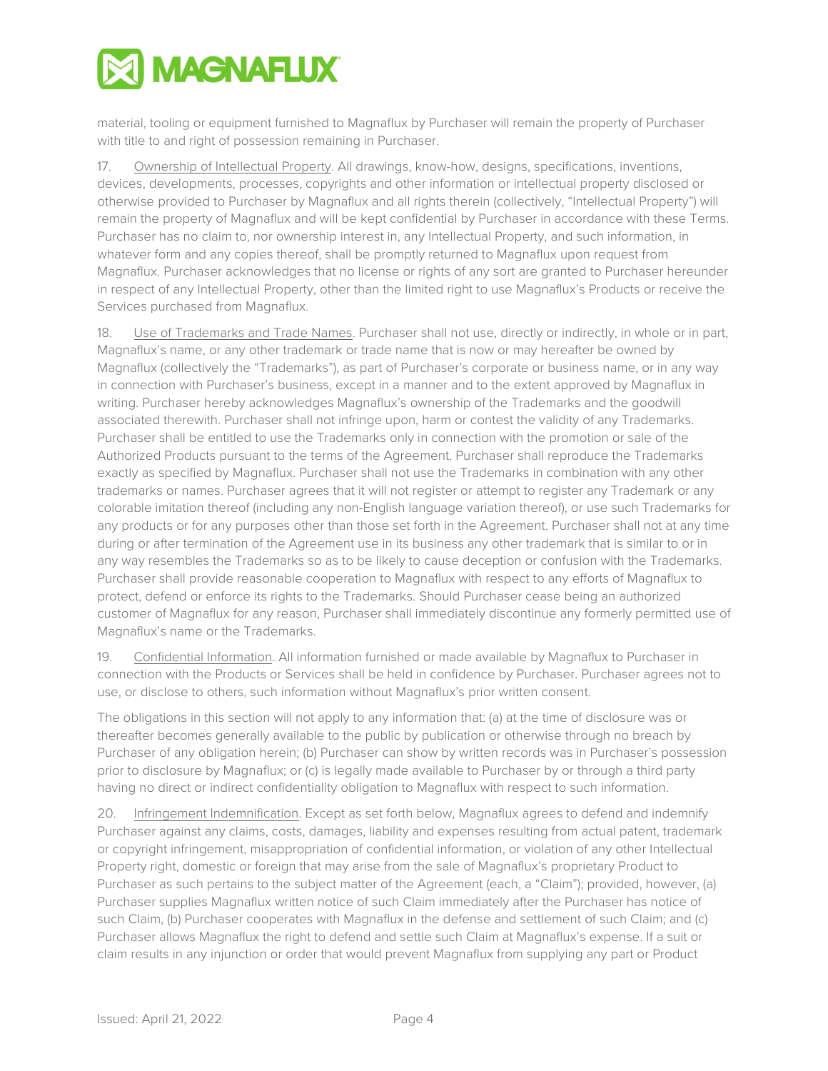material, tooling or equipment furnished to Magnaflux by Purchaser will remain the property of Purchaser with title to and right of possession remaining in Purchaser.

17. Ownership of Intellectual Property. All drawings, know-how, designs, specifications, inventions, devices, developments, processes, copyrights and other information or intellectual property disclosed or otherwise provided to Purchaser by Magnaflux and all rights therein (collectively, "Intellectual Property") will remain the property of Magnaflux and will be kept confidential by Purchaser in accordance with these Terms. Purchaser has no claim to, nor ownership interest in, any Intellectual Property, and such information, in whatever form and any copies thereof, shall be promptly returned to Magnaflux upon request from Magnaflux. Purchaser acknowledges that no license or rights of any sort are granted to Purchaser hereunder in respect of any Intellectual Property, other than the limited right to use Magnaflux's Products or receive the Services purchased from Magnaflux.

18. Use of Trademarks and Trade Names. Purchaser shall not use, directly or indirectly, in whole or in part, Magnaflux's name, or any other trademark or trade name that is now or may hereafter be owned by Magnaflux (collectively the "Trademarks"), as part of Purchaser's corporate or business name, or in any way in connection with Purchaser's business, except in a manner and to the extent approved by Magnaflux in writing. Purchaser hereby acknowledges Magnaflux's ownership of the Trademarks and the goodwill associated therewith. Purchaser shall not infringe upon, harm or contest the validity of any Trademarks. Purchaser shall be entitled to use the Trademarks only in connection with the promotion or sale of the Authorized Products pursuant to the terms of the Agreement. Purchaser shall reproduce the Trademarks exactly as specified by Magnaflux. Purchaser shall not use the Trademarks in combination with any other trademarks or names. Purchaser agrees that it will not register or attempt to register any Trademark or any colorable imitation thereof (including any non-English language variation thereof), or use such Trademarks for any products or for any purposes other than those set forth in the Agreement. Purchaser shall not at any time during or after termination of the Agreement use in its business any other trademark that is similar to or in any way resembles the Trademarks so as to be likely to cause deception or confusion with the Trademarks. Purchaser shall provide reasonable cooperation to Magnaflux with respect to any efforts of Magnaflux to protect, defend or enforce its rights to the Trademarks. Should Purchaser cease being an authorized customer of Magnaflux for any reason, Purchaser shall immediately discontinue any formerly permitted use of Magnaflux's name or the Trademarks.

19. Confidential Information. All information furnished or made available by Magnaflux to Purchaser in connection with the Products or Services shall be held in confidence by Purchaser. Purchaser agrees not to use, or disclose to others, such information without Magnaflux's prior written consent.

The obligations in this section will not apply to any information that: (a) at the time of disclosure was or thereafter becomes generally available to the public by publication or otherwise through no breach by Purchaser of any obligation herein; (b) Purchaser can show by written records was in Purchaser's possession prior to disclosure by Magnaflux; or (c) is legally made available to Purchaser by or through a third party having no direct or indirect confidentiality obligation to Magnaflux with respect to such information.

20. Infringement Indemnification. Except as set forth below, Magnaflux agrees to defend and indemnify Purchaser against any claims, costs, damages, liability and expenses resulting from actual patent, trademark or copyright infringement, misappropriation of confidential information, or violation of any other Intellectual Property right, domestic or foreign that may arise from the sale of Magnaflux's proprietary Product to Purchaser as such pertains to the subject matter of the Agreement (each, a "Claim"); provided, however, (a) Purchaser supplies Magnaflux written notice of such Claim immediately after the Purchaser has notice of such Claim, (b) Purchaser cooperates with Magnaflux in the defense and settlement of such Claim; and (c) Purchaser allows Magnaflux the right to defend and settle such Claim at Magnaflux's expense. If a suit or claim results in any injunction or order that would prevent Magnaflux from supplying any part or Product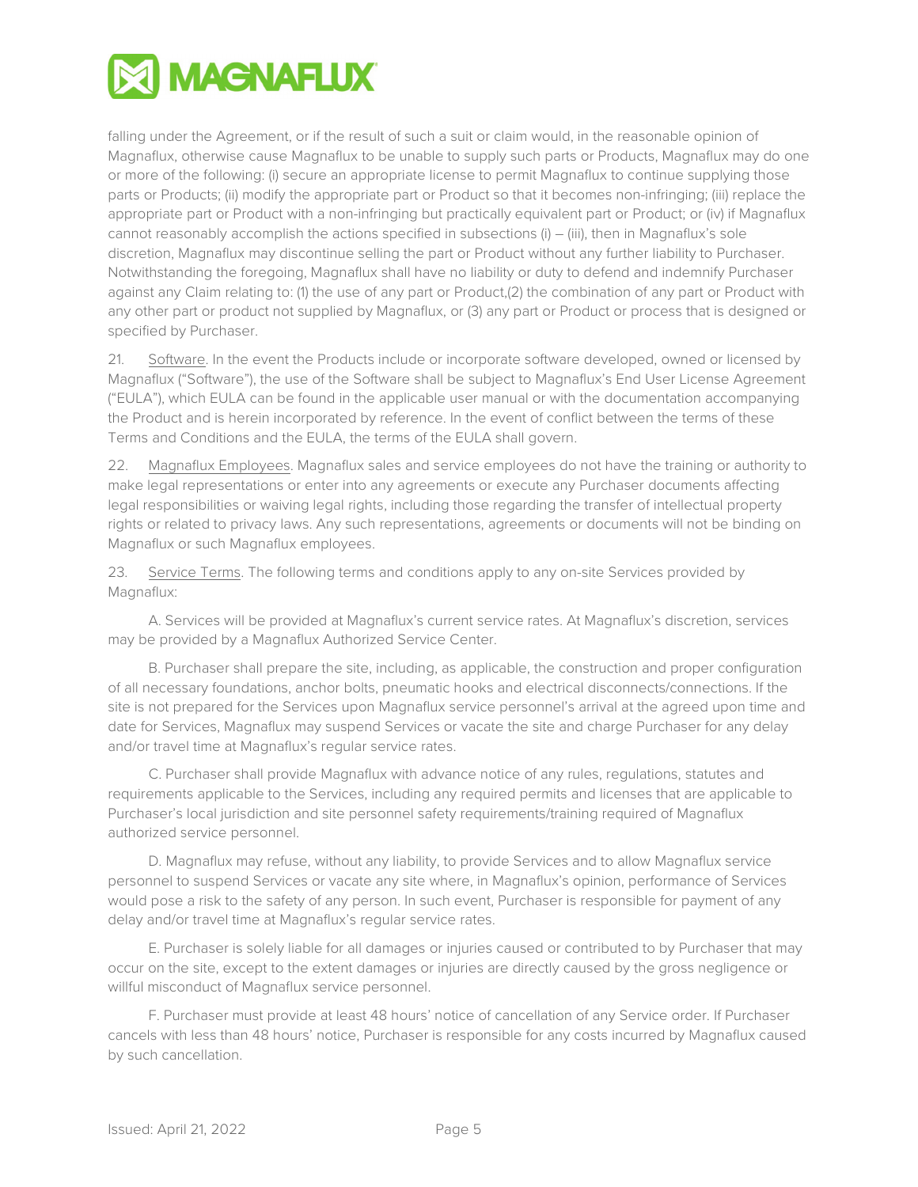falling under the Agreement, or if the result of such a suit or claim would, in the reasonable opinion of Magnaflux, otherwise cause Magnaflux to be unable to supply such parts or Products, Magnaflux may do one or more of the following: (i) secure an appropriate license to permit Magnaflux to continue supplying those parts or Products; (ii) modify the appropriate part or Product so that it becomes non-infringing; (iii) replace the appropriate part or Product with a non-infringing but practically equivalent part or Product; or (iv) if Magnaflux cannot reasonably accomplish the actions specified in subsections (i) – (iii), then in Magnaflux's sole discretion, Magnaflux may discontinue selling the part or Product without any further liability to Purchaser. Notwithstanding the foregoing, Magnaflux shall have no liability or duty to defend and indemnify Purchaser against any Claim relating to: (1) the use of any part or Product,(2) the combination of any part or Product with any other part or product not supplied by Magnaflux, or (3) any part or Product or process that is designed or specified by Purchaser.

21. Software. In the event the Products include or incorporate software developed, owned or licensed by Magnaflux ("Software"), the use of the Software shall be subject to Magnaflux's End User License Agreement ("EULA"), which EULA can be found in the applicable user manual or with the documentation accompanying the Product and is herein incorporated by reference. In the event of conflict between the terms of these Terms and Conditions and the EULA, the terms of the EULA shall govern.

22. Magnaflux Employees. Magnaflux sales and service employees do not have the training or authority to make legal representations or enter into any agreements or execute any Purchaser documents affecting legal responsibilities or waiving legal rights, including those regarding the transfer of intellectual property rights or related to privacy laws. Any such representations, agreements or documents will not be binding on Magnaflux or such Magnaflux employees.

23. Service Terms. The following terms and conditions apply to any on-site Services provided by Magnaflux:

A. Services will be provided at Magnaflux's current service rates. At Magnaflux's discretion, services may be provided by a Magnaflux Authorized Service Center.

B. Purchaser shall prepare the site, including, as applicable, the construction and proper configuration of all necessary foundations, anchor bolts, pneumatic hooks and electrical disconnects/connections. If the site is not prepared for the Services upon Magnaflux service personnel's arrival at the agreed upon time and date for Services, Magnaflux may suspend Services or vacate the site and charge Purchaser for any delay and/or travel time at Magnaflux's regular service rates.

C. Purchaser shall provide Magnaflux with advance notice of any rules, regulations, statutes and requirements applicable to the Services, including any required permits and licenses that are applicable to Purchaser's local jurisdiction and site personnel safety requirements/training required of Magnaflux authorized service personnel.

D. Magnaflux may refuse, without any liability, to provide Services and to allow Magnaflux service personnel to suspend Services or vacate any site where, in Magnaflux's opinion, performance of Services would pose a risk to the safety of any person. In such event, Purchaser is responsible for payment of any delay and/or travel time at Magnaflux's regular service rates.

E. Purchaser is solely liable for all damages or injuries caused or contributed to by Purchaser that may occur on the site, except to the extent damages or injuries are directly caused by the gross negligence or willful misconduct of Magnaflux service personnel.

F. Purchaser must provide at least 48 hours' notice of cancellation of any Service order. If Purchaser cancels with less than 48 hours' notice, Purchaser is responsible for any costs incurred by Magnaflux caused by such cancellation.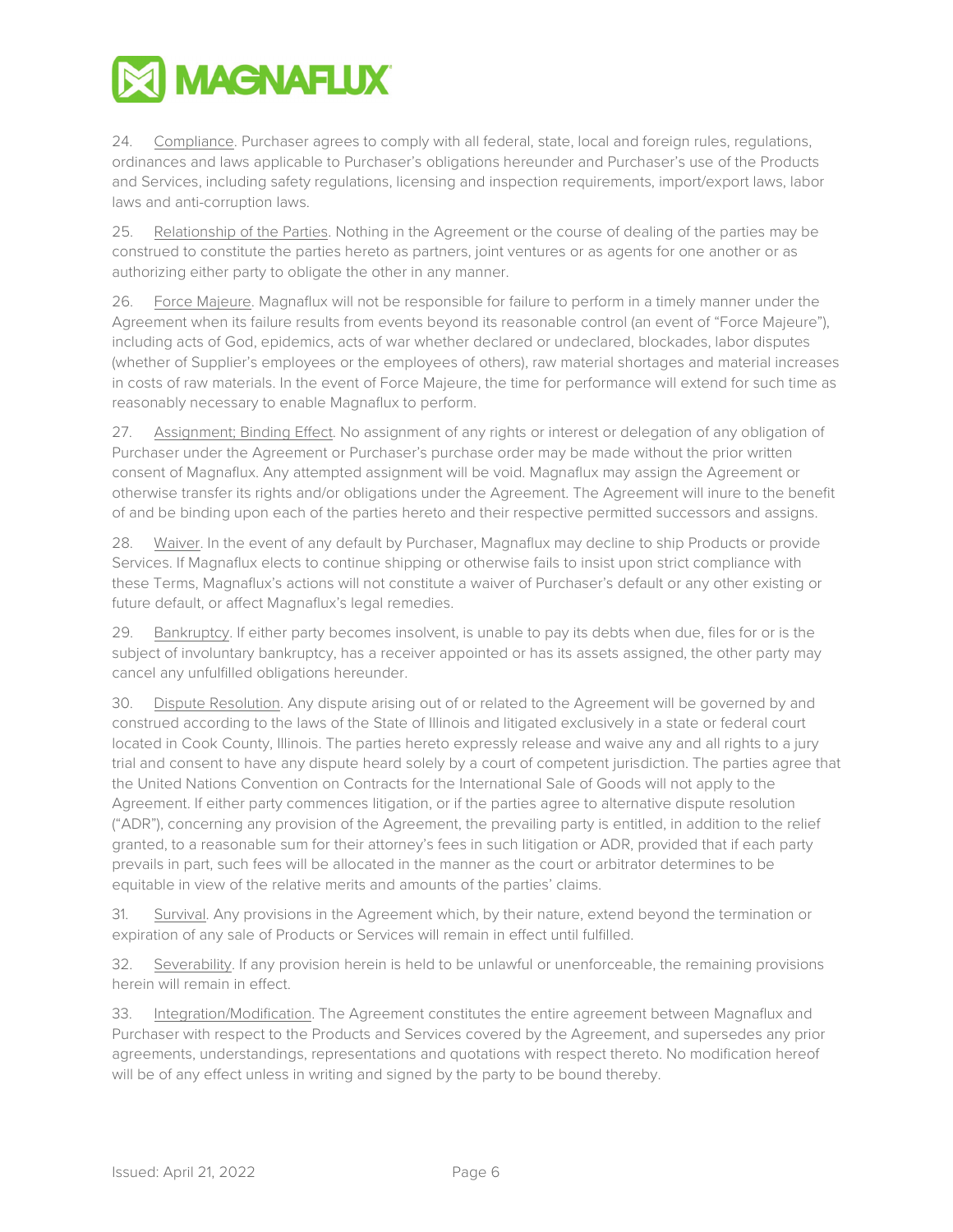24. Compliance. Purchaser agrees to comply with all federal, state, local and foreign rules, regulations, ordinances and laws applicable to Purchaser's obligations hereunder and Purchaser's use of the Products and Services, including safety regulations, licensing and inspection requirements, import/export laws, labor laws and anti-corruption laws.

25. Relationship of the Parties. Nothing in the Agreement or the course of dealing of the parties may be construed to constitute the parties hereto as partners, joint ventures or as agents for one another or as authorizing either party to obligate the other in any manner.

26. Force Majeure. Magnaflux will not be responsible for failure to perform in a timely manner under the Agreement when its failure results from events beyond its reasonable control (an event of "Force Majeure"), including acts of God, epidemics, acts of war whether declared or undeclared, blockades, labor disputes (whether of Supplier's employees or the employees of others), raw material shortages and material increases in costs of raw materials. In the event of Force Majeure, the time for performance will extend for such time as reasonably necessary to enable Magnaflux to perform.

27. Assignment; Binding Effect. No assignment of any rights or interest or delegation of any obligation of Purchaser under the Agreement or Purchaser's purchase order may be made without the prior written consent of Magnaflux. Any attempted assignment will be void. Magnaflux may assign the Agreement or otherwise transfer its rights and/or obligations under the Agreement. The Agreement will inure to the benefit of and be binding upon each of the parties hereto and their respective permitted successors and assigns.

28. Waiver. In the event of any default by Purchaser, Magnaflux may decline to ship Products or provide Services. If Magnaflux elects to continue shipping or otherwise fails to insist upon strict compliance with these Terms, Magnaflux's actions will not constitute a waiver of Purchaser's default or any other existing or future default, or affect Magnaflux's legal remedies.

29. Bankruptcy. If either party becomes insolvent, is unable to pay its debts when due, files for or is the subject of involuntary bankruptcy, has a receiver appointed or has its assets assigned, the other party may cancel any unfulfilled obligations hereunder.

30. Dispute Resolution. Any dispute arising out of or related to the Agreement will be governed by and construed according to the laws of the State of Illinois and litigated exclusively in a state or federal court located in Cook County, Illinois. The parties hereto expressly release and waive any and all rights to a jury trial and consent to have any dispute heard solely by a court of competent jurisdiction. The parties agree that the United Nations Convention on Contracts for the International Sale of Goods will not apply to the Agreement. If either party commences litigation, or if the parties agree to alternative dispute resolution ("ADR"), concerning any provision of the Agreement, the prevailing party is entitled, in addition to the relief granted, to a reasonable sum for their attorney's fees in such litigation or ADR, provided that if each party prevails in part, such fees will be allocated in the manner as the court or arbitrator determines to be equitable in view of the relative merits and amounts of the parties' claims.

31. Survival. Any provisions in the Agreement which, by their nature, extend beyond the termination or expiration of any sale of Products or Services will remain in effect until fulfilled.

32. Severability. If any provision herein is held to be unlawful or unenforceable, the remaining provisions herein will remain in effect.

33. Integration/Modification. The Agreement constitutes the entire agreement between Magnaflux and Purchaser with respect to the Products and Services covered by the Agreement, and supersedes any prior agreements, understandings, representations and quotations with respect thereto. No modification hereof will be of any effect unless in writing and signed by the party to be bound thereby.